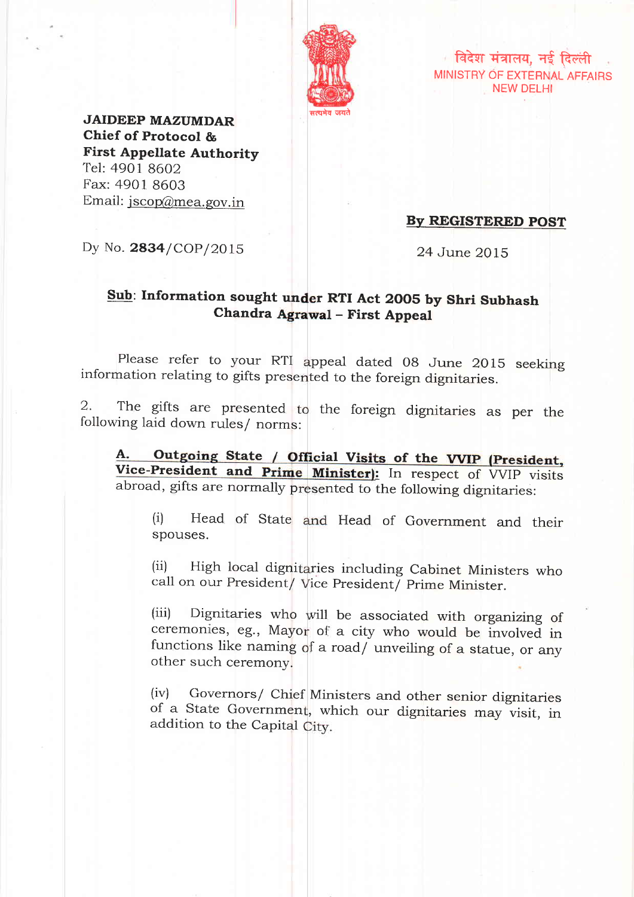विदेश मंत्रालय, नई दिल्ली
MINISTRY OF EXTERNAL AFFAIRS
NEW DELHI

सत्यमेव जयते

**JAIDEEP MAZUMDAR**
**Chief of Protocol &**
**First Appellate Authority**
Tel: 4901 8602
Fax: 4901 8603
Email: jscop@mea.gov.in

**By REGISTERED POST**

Dy No. **2834**/COP/2015

24 June 2015

**Sub: Information sought under RTI Act 2005 by Shri Subhash Chandra Agrawal – First Appeal**

Please refer to your RTI appeal dated 08 June 2015 seeking information relating to gifts presented to the foreign dignitaries.

2. The gifts are presented to the foreign dignitaries as per the following laid down rules/ norms:

**A. Outgoing State / Official Visits of the VVIP (President, Vice-President and Prime Minister):** In respect of VVIP visits abroad, gifts are normally presented to the following dignitaries:

(i) Head of State and Head of Government and their spouses.

(ii) High local dignitaries including Cabinet Ministers who call on our President/ Vice President/ Prime Minister.

(iii) Dignitaries who will be associated with organizing of ceremonies, eg., Mayor of a city who would be involved in functions like naming of a road/ unveiling of a statue, or any other such ceremony.

(iv) Governors/ Chief Ministers and other senior dignitaries of a State Government, which our dignitaries may visit, in addition to the Capital City.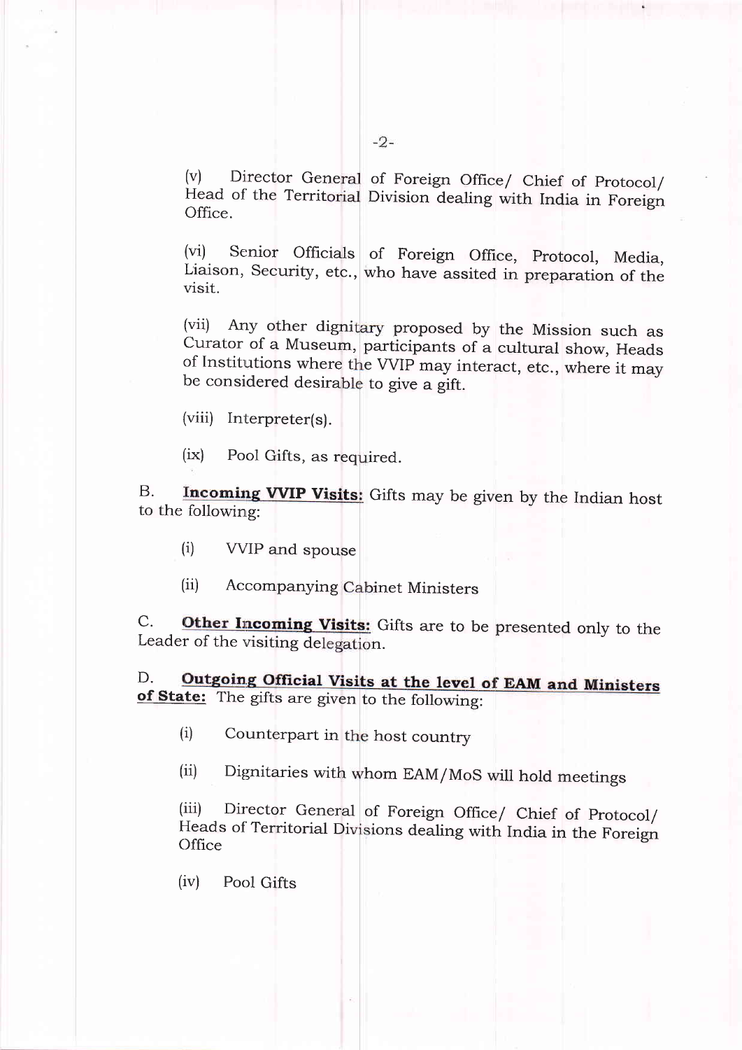(v) Director General of Foreign Office/ Chief of Protocol/ Head of the Territorial Division dealing with India in Foreign Office.

(vi) Senior Officials of Foreign Office, Protocol, Media, Liaison, Security, etc., who have assited in preparation of the visit.

(vii) Any other dignitary proposed by the Mission such as Curator of a Museum, participants of a cultural show, Heads of Institutions where the VVIP may interact, etc., where it may be considered desirable to give a gift.

(viii) Interpreter(s).

(ix) Pool Gifts, as required.

B. **Incoming VVIP Visits:** Gifts may be given by the Indian host to the following:

(i) VVIP and spouse

(ii) Accompanying Cabinet Ministers

C. **Other Incoming Visits:** Gifts are to be presented only to the Leader of the visiting delegation.

D. **Outgoing Official Visits at the level of EAM and Ministers of State:** The gifts are given to the following:

(i) Counterpart in the host country

(ii) Dignitaries with whom EAM/MoS will hold meetings

(iii) Director General of Foreign Office/ Chief of Protocol/ Heads of Territorial Divisions dealing with India in the Foreign Office

(iv) Pool Gifts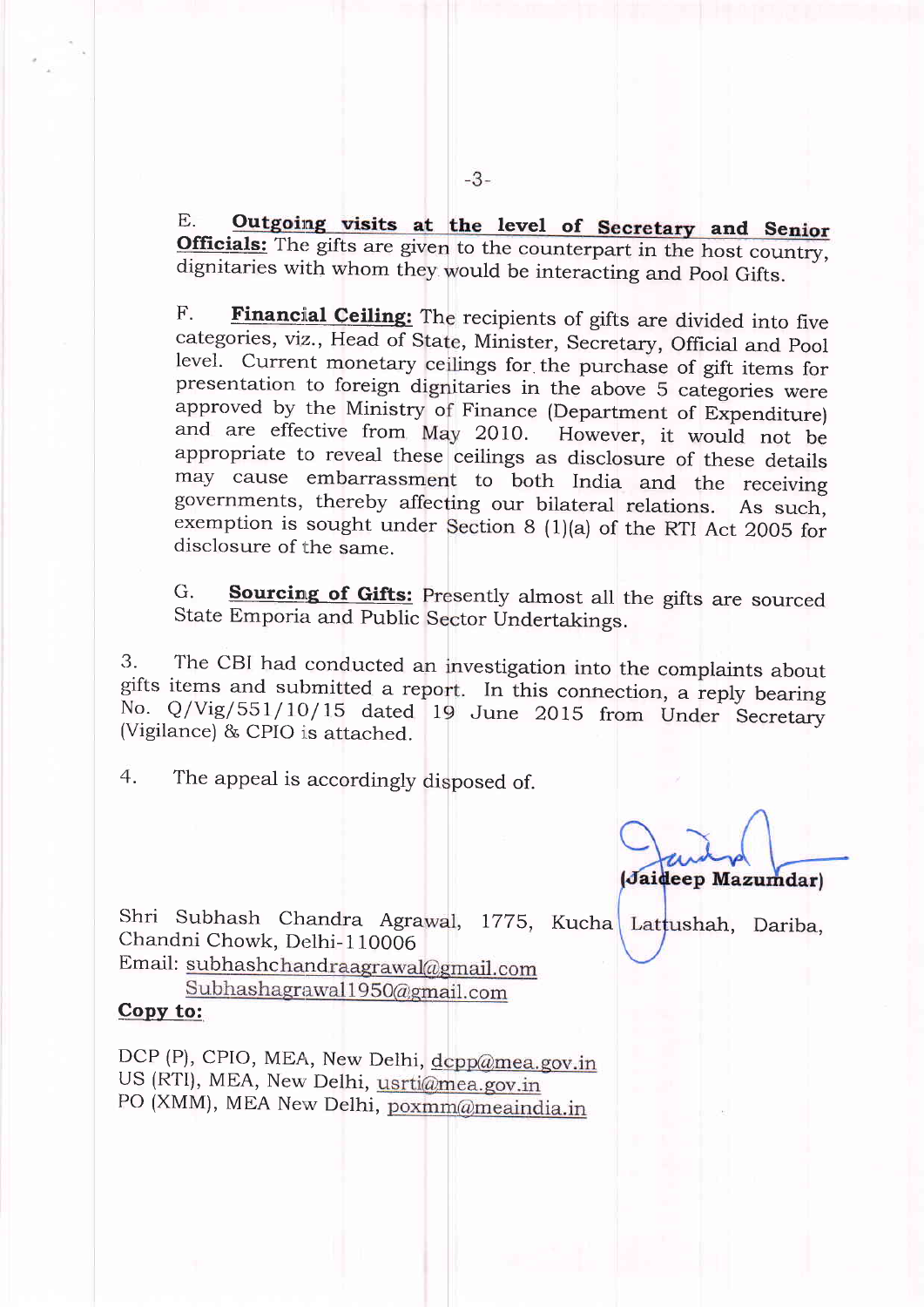E. **Outgoing visits at the level of Secretary and Senior Officials:** The gifts are given to the counterpart in the host country, dignitaries with whom they would be interacting and Pool Gifts.

F. **Financial Ceiling:** The recipients of gifts are divided into five categories, viz., Head of State, Minister, Secretary, Official and Pool level. Current monetary ceilings for the purchase of gift items for presentation to foreign dignitaries in the above 5 categories were approved by the Ministry of Finance (Department of Expenditure) and are effective from May 2010. However, it would not be appropriate to reveal these ceilings as disclosure of these details may cause embarrassment to both India and the receiving governments, thereby affecting our bilateral relations. As such, exemption is sought under Section 8 (1)(a) of the RTI Act 2005 for disclosure of the same.

G. **Sourcing of Gifts:** Presently almost all the gifts are sourced State Emporia and Public Sector Undertakings.

3. The CBI had conducted an investigation into the complaints about gifts items and submitted a report. In this connection, a reply bearing No. Q/Vig/551/10/15 dated 19 June 2015 from Under Secretary (Vigilance) & CPIO is attached.

4. The appeal is accordingly disposed of.

(Jaideep Mazumdar)

Shri Subhash Chandra Agrawal, 1775, Kucha Lattushah, Dariba, Chandni Chowk, Delhi-110006
Email: subhashchandraagrawal@gmail.com
Subhashagrawal1950@gmail.com

**Copy to:**

DCP (P), CPIO, MEA, New Delhi, dcpp@mea.gov.in
US (RTI), MEA, New Delhi, usrti@mea.gov.in
PO (XMM), MEA New Delhi, poxmm@meaindia.in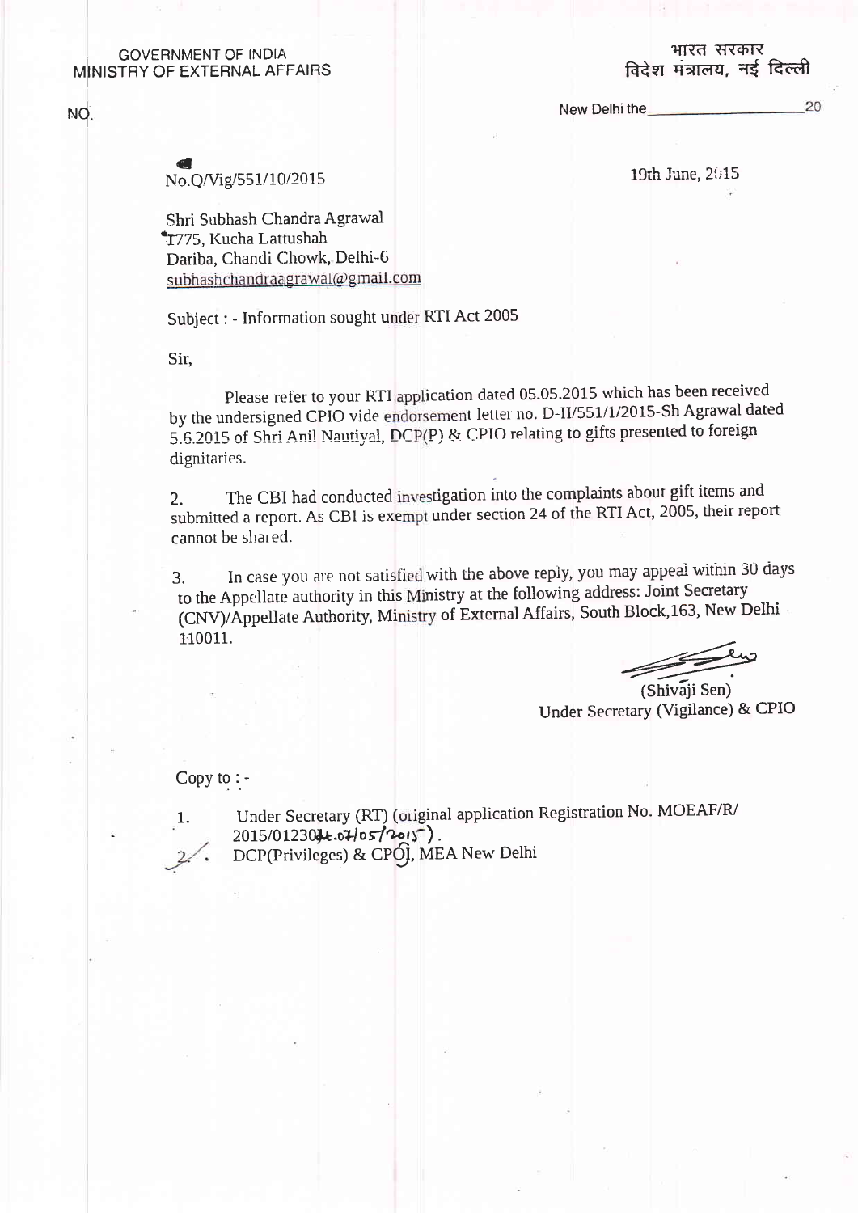GOVERNMENT OF INDIA
MINISTRY OF EXTERNAL AFFAIRS

भारत सरकार
विदेश मंत्रालय, नई दिल्ली

NO.

New Delhi the\_\_\_\_\_\_\_\_\_\_\_\_\_\_\_\_20

No.Q/Vig/551/10/2015

19th June, 2015

Shri Subhash Chandra Agrawal
1775, Kucha Lattushah
Dariba, Chandi Chowk, Delhi-6
subhashchandraagrawal@gmail.com

Subject : - Information sought under RTI Act 2005

Sir,

Please refer to your RTI application dated 05.05.2015 which has been received by the undersigned CPIO vide endorsement letter no. D-II/551/1/2015-Sh Agrawal dated 5.6.2015 of Shri Anil Nautiyal, DCP(P) & CPIO relating to gifts presented to foreign dignitaries.

2. The CBI had conducted investigation into the complaints about gift items and submitted a report. As CBI is exempt under section 24 of the RTI Act, 2005, their report cannot be shared.

3. In case you are not satisfied with the above reply, you may appeal within 30 days to the Appellate authority in this Ministry at the following address: Joint Secretary (CNV)/Appellate Authority, Ministry of External Affairs, South Block,163, New Delhi 110011.

(Shivaji Sen)
Under Secretary (Vigilance) & CPIO

Copy to : -

1. Under Secretary (RT) (original application Registration No. MOEAF/R/2015/01230 dt.07/05/2015).
2. DCP(Privileges) & CPOI, MEA New Delhi